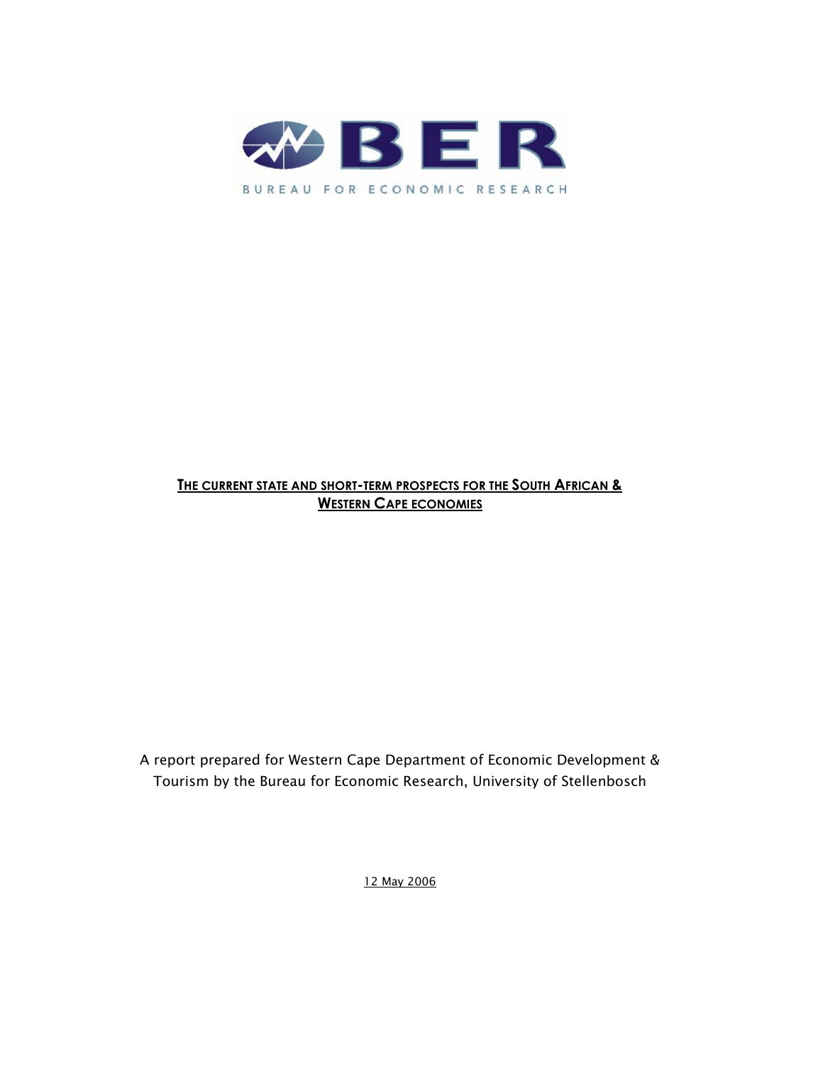BER

BUREAU FOR ECONOMIC RESEARCH

# THE CURRENT STATE AND SHORT-TERM PROSPECTS FOR THE SOUTH AFRICAN & WESTERN CAPE ECONOMIES

A report prepared for Western Cape Department of Economic Development & Tourism by the Bureau for Economic Research, University of Stellenbosch

12 May 2006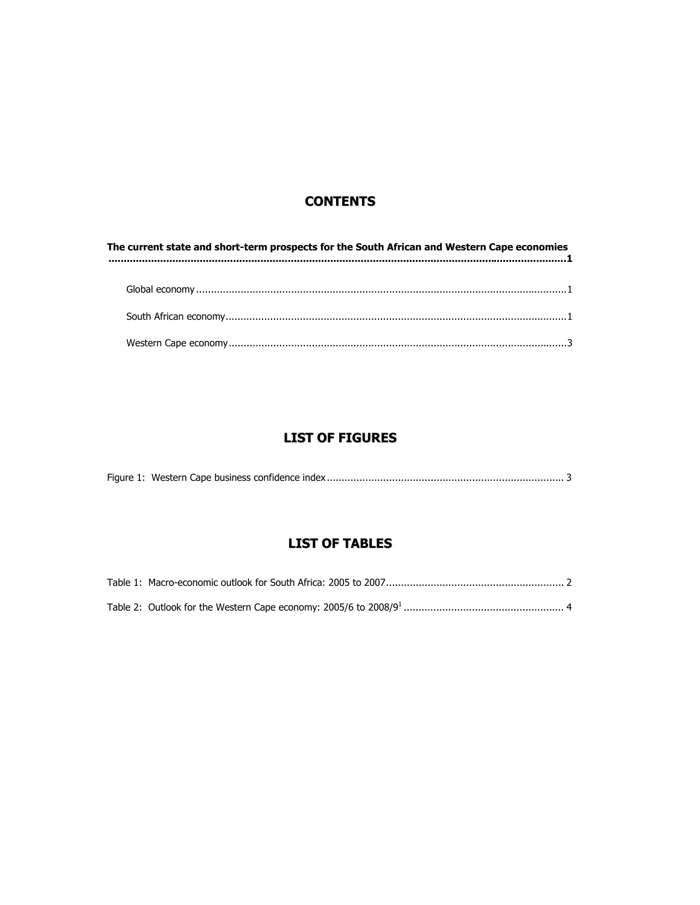# CONTENTS

**The current state and short-term prospects for the South African and Western Cape economies ....................................................................................................................................................1**

Global economy ...........................................................................................................................1

South African economy..................................................................................................................1

Western Cape economy.................................................................................................................3

# LIST OF FIGURES

Figure 1: Western Cape business confidence index ............................................................................... 3

# LIST OF TABLES

Table 1: Macro-economic outlook for South Africa: 2005 to 2007........................................................... 2

Table 2: Outlook for the Western Cape economy: 2005/6 to 2008/9[1] ...................................................... 4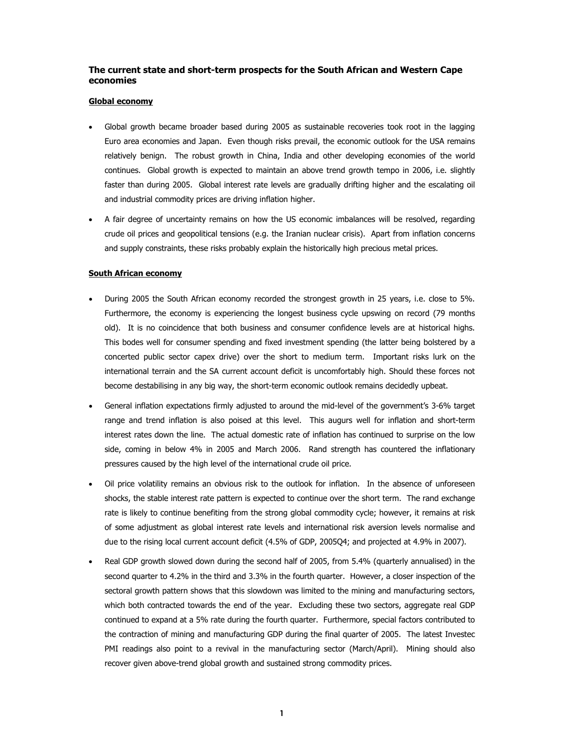## The current state and short-term prospects for the South African and Western Cape economies

### Global economy

- Global growth became broader based during 2005 as sustainable recoveries took root in the lagging Euro area economies and Japan. Even though risks prevail, the economic outlook for the USA remains relatively benign. The robust growth in China, India and other developing economies of the world continues. Global growth is expected to maintain an above trend growth tempo in 2006, i.e. slightly faster than during 2005. Global interest rate levels are gradually drifting higher and the escalating oil and industrial commodity prices are driving inflation higher.
- A fair degree of uncertainty remains on how the US economic imbalances will be resolved, regarding crude oil prices and geopolitical tensions (e.g. the Iranian nuclear crisis). Apart from inflation concerns and supply constraints, these risks probably explain the historically high precious metal prices.

### South African economy

- During 2005 the South African economy recorded the strongest growth in 25 years, i.e. close to 5%. Furthermore, the economy is experiencing the longest business cycle upswing on record (79 months old). It is no coincidence that both business and consumer confidence levels are at historical highs. This bodes well for consumer spending and fixed investment spending (the latter being bolstered by a concerted public sector capex drive) over the short to medium term. Important risks lurk on the international terrain and the SA current account deficit is uncomfortably high. Should these forces not become destabilising in any big way, the short-term economic outlook remains decidedly upbeat.
- General inflation expectations firmly adjusted to around the mid-level of the government's 3-6% target range and trend inflation is also poised at this level. This augurs well for inflation and short-term interest rates down the line. The actual domestic rate of inflation has continued to surprise on the low side, coming in below 4% in 2005 and March 2006. Rand strength has countered the inflationary pressures caused by the high level of the international crude oil price.
- Oil price volatility remains an obvious risk to the outlook for inflation. In the absence of unforeseen shocks, the stable interest rate pattern is expected to continue over the short term. The rand exchange rate is likely to continue benefiting from the strong global commodity cycle; however, it remains at risk of some adjustment as global interest rate levels and international risk aversion levels normalise and due to the rising local current account deficit (4.5% of GDP, 2005Q4; and projected at 4.9% in 2007).
- Real GDP growth slowed down during the second half of 2005, from 5.4% (quarterly annualised) in the second quarter to 4.2% in the third and 3.3% in the fourth quarter. However, a closer inspection of the sectoral growth pattern shows that this slowdown was limited to the mining and manufacturing sectors, which both contracted towards the end of the year. Excluding these two sectors, aggregate real GDP continued to expand at a 5% rate during the fourth quarter. Furthermore, special factors contributed to the contraction of mining and manufacturing GDP during the final quarter of 2005. The latest Investec PMI readings also point to a revival in the manufacturing sector (March/April). Mining should also recover given above-trend global growth and sustained strong commodity prices.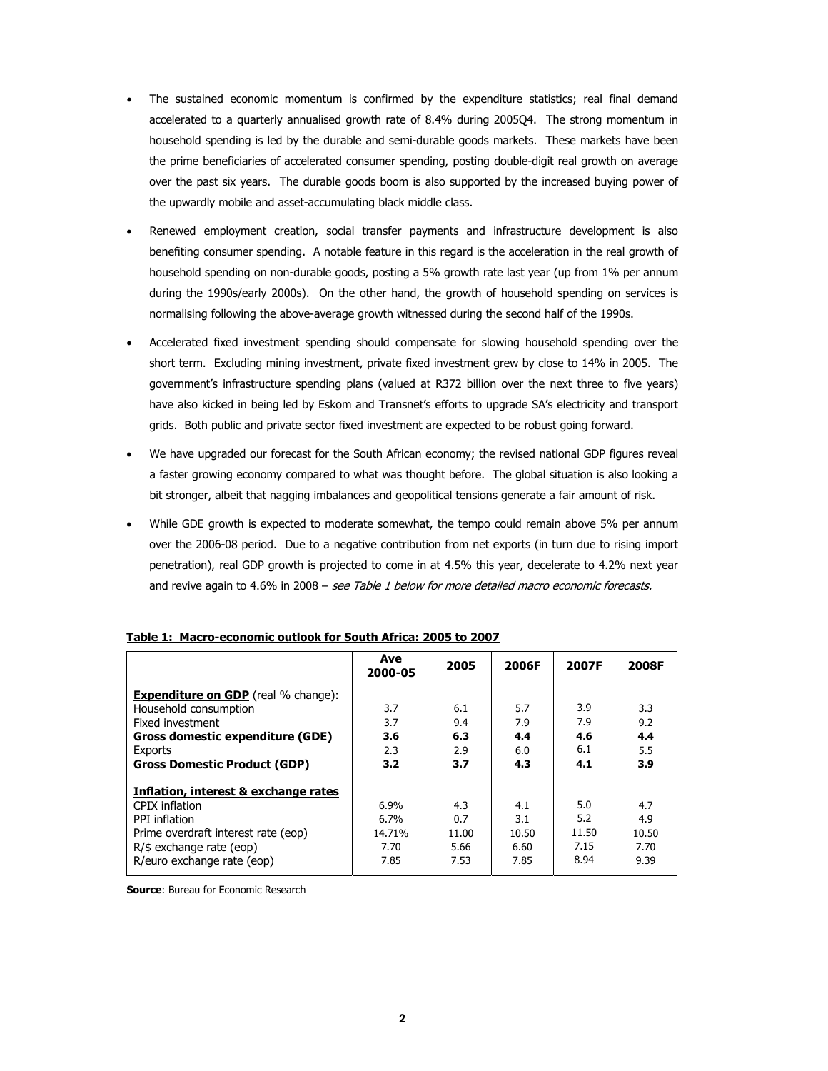- The sustained economic momentum is confirmed by the expenditure statistics; real final demand accelerated to a quarterly annualised growth rate of 8.4% during 2005Q4. The strong momentum in household spending is led by the durable and semi-durable goods markets. These markets have been the prime beneficiaries of accelerated consumer spending, posting double-digit real growth on average over the past six years. The durable goods boom is also supported by the increased buying power of the upwardly mobile and asset-accumulating black middle class.

- Renewed employment creation, social transfer payments and infrastructure development is also benefiting consumer spending. A notable feature in this regard is the acceleration in the real growth of household spending on non-durable goods, posting a 5% growth rate last year (up from 1% per annum during the 1990s/early 2000s). On the other hand, the growth of household spending on services is normalising following the above-average growth witnessed during the second half of the 1990s.

- Accelerated fixed investment spending should compensate for slowing household spending over the short term. Excluding mining investment, private fixed investment grew by close to 14% in 2005. The government's infrastructure spending plans (valued at R372 billion over the next three to five years) have also kicked in being led by Eskom and Transnet's efforts to upgrade SA's electricity and transport grids. Both public and private sector fixed investment are expected to be robust going forward.

- We have upgraded our forecast for the South African economy; the revised national GDP figures reveal a faster growing economy compared to what was thought before. The global situation is also looking a bit stronger, albeit that nagging imbalances and geopolitical tensions generate a fair amount of risk.

- While GDE growth is expected to moderate somewhat, the tempo could remain above 5% per annum over the 2006-08 period. Due to a negative contribution from net exports (in turn due to rising import penetration), real GDP growth is projected to come in at 4.5% this year, decelerate to 4.2% next year and revive again to 4.6% in 2008 – *see Table 1 below for more detailed macro economic forecasts.*

**Table 1: Macro-economic outlook for South Africa: 2005 to 2007**

| | Ave 2000-05 | 2005 | 2006F | 2007F | 2008F |
|---|---|---|---|---|---|
| **Expenditure on GDP** (real % change): | | | | | |
| Household consumption | 3.7 | 6.1 | 5.7 | 3.9 | 3.3 |
| Fixed investment | 3.7 | 9.4 | 7.9 | 7.9 | 9.2 |
| **Gross domestic expenditure (GDE)** | **3.6** | **6.3** | **4.4** | **4.6** | **4.4** |
| Exports | 2.3 | 2.9 | 6.0 | 6.1 | 5.5 |
| **Gross Domestic Product (GDP)** | **3.2** | **3.7** | **4.3** | **4.1** | **3.9** |
| **Inflation, interest & exchange rates** | | | | | |
| CPIX inflation | 6.9% | 4.3 | 4.1 | 5.0 | 4.7 |
| PPI inflation | 6.7% | 0.7 | 3.1 | 5.2 | 4.9 |
| Prime overdraft interest rate (eop) | 14.71% | 11.00 | 10.50 | 11.50 | 10.50 |
| R/$ exchange rate (eop) | 7.70 | 5.66 | 6.60 | 7.15 | 7.70 |
| R/euro exchange rate (eop) | 7.85 | 7.53 | 7.85 | 8.94 | 9.39 |

**Source**: Bureau for Economic Research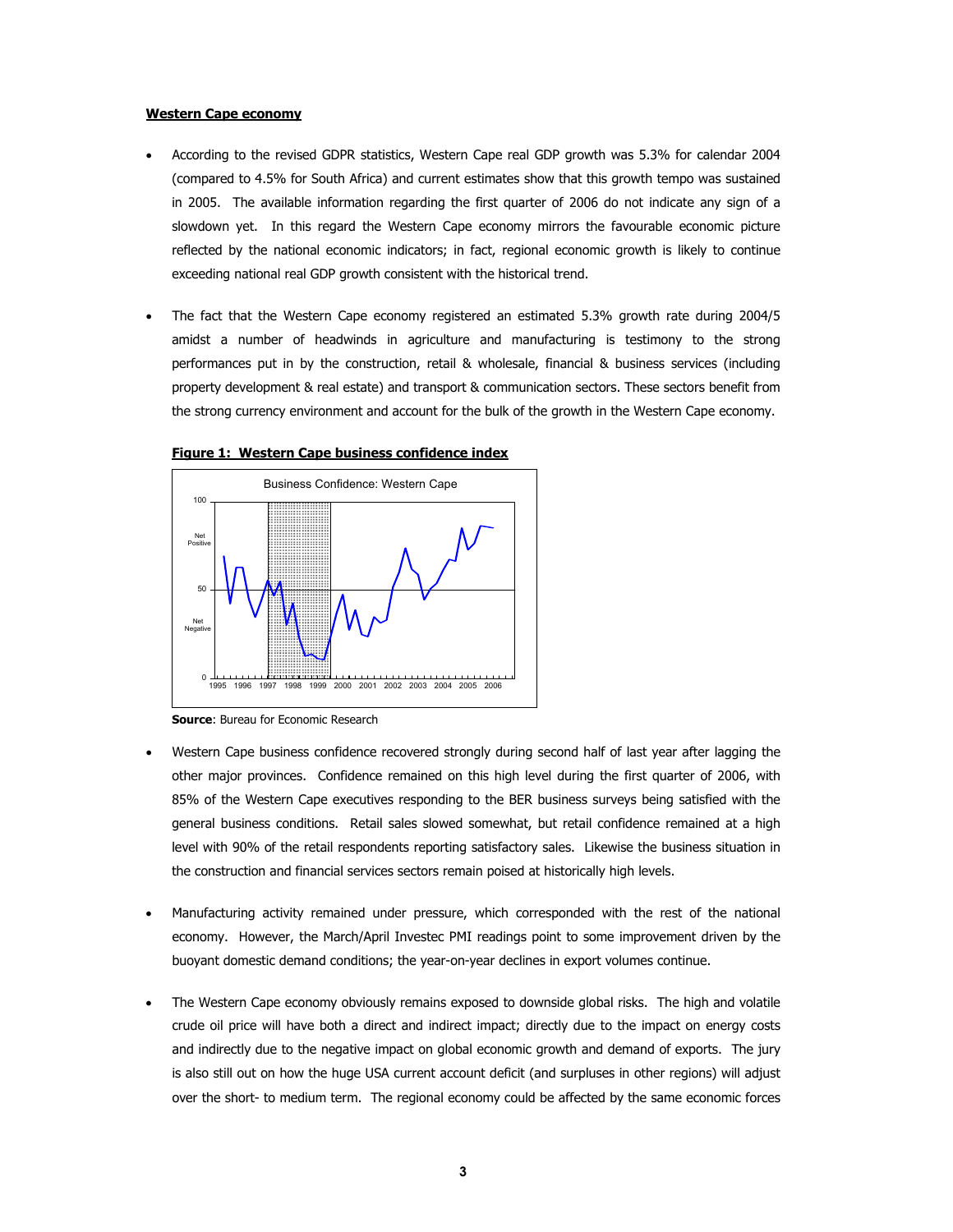**Western Cape economy**

- According to the revised GDPR statistics, Western Cape real GDP growth was 5.3% for calendar 2004 (compared to 4.5% for South Africa) and current estimates show that this growth tempo was sustained in 2005. The available information regarding the first quarter of 2006 do not indicate any sign of a slowdown yet. In this regard the Western Cape economy mirrors the favourable economic picture reflected by the national economic indicators; in fact, regional economic growth is likely to continue exceeding national real GDP growth consistent with the historical trend.

- The fact that the Western Cape economy registered an estimated 5.3% growth rate during 2004/5 amidst a number of headwinds in agriculture and manufacturing is testimony to the strong performances put in by the construction, retail & wholesale, financial & business services (including property development & real estate) and transport & communication sectors. These sectors benefit from the strong currency environment and account for the bulk of the growth in the Western Cape economy.

**Figure 1: Western Cape business confidence index**

**Source**: Bureau for Economic Research

- Western Cape business confidence recovered strongly during second half of last year after lagging the other major provinces. Confidence remained on this high level during the first quarter of 2006, with 85% of the Western Cape executives responding to the BER business surveys being satisfied with the general business conditions. Retail sales slowed somewhat, but retail confidence remained at a high level with 90% of the retail respondents reporting satisfactory sales. Likewise the business situation in the construction and financial services sectors remain poised at historically high levels.

- Manufacturing activity remained under pressure, which corresponded with the rest of the national economy. However, the March/April Investec PMI readings point to some improvement driven by the buoyant domestic demand conditions; the year-on-year declines in export volumes continue.

- The Western Cape economy obviously remains exposed to downside global risks. The high and volatile crude oil price will have both a direct and indirect impact; directly due to the impact on energy costs and indirectly due to the negative impact on global economic growth and demand of exports. The jury is also still out on how the huge USA current account deficit (and surpluses in other regions) will adjust over the short- to medium term. The regional economy could be affected by the same economic forces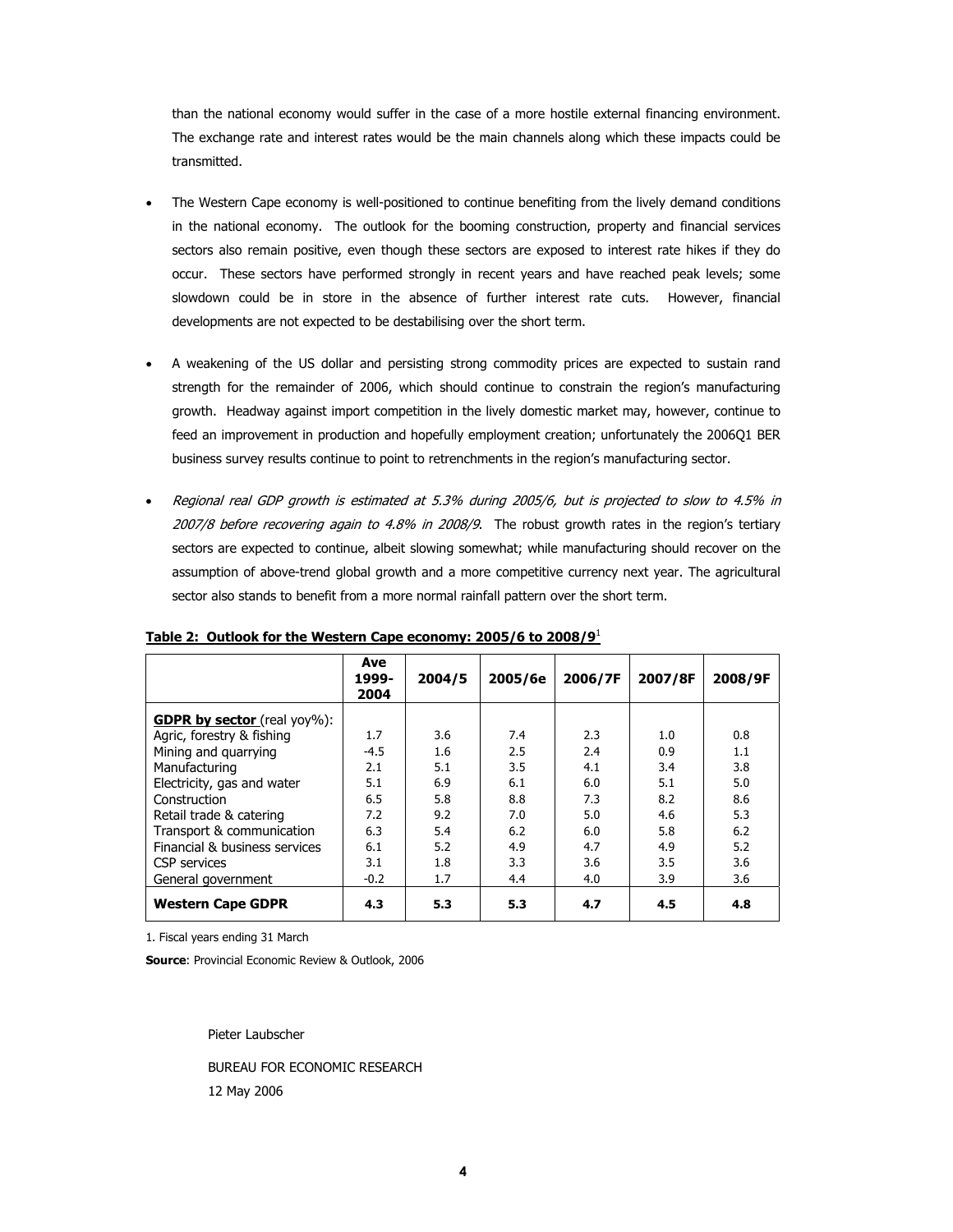than the national economy would suffer in the case of a more hostile external financing environment. The exchange rate and interest rates would be the main channels along which these impacts could be transmitted.

- The Western Cape economy is well-positioned to continue benefiting from the lively demand conditions in the national economy. The outlook for the booming construction, property and financial services sectors also remain positive, even though these sectors are exposed to interest rate hikes if they do occur. These sectors have performed strongly in recent years and have reached peak levels; some slowdown could be in store in the absence of further interest rate cuts. However, financial developments are not expected to be destabilising over the short term.

- A weakening of the US dollar and persisting strong commodity prices are expected to sustain rand strength for the remainder of 2006, which should continue to constrain the region's manufacturing growth. Headway against import competition in the lively domestic market may, however, continue to feed an improvement in production and hopefully employment creation; unfortunately the 2006Q1 BER business survey results continue to point to retrenchments in the region's manufacturing sector.

- *Regional real GDP growth is estimated at 5.3% during 2005/6, but is projected to slow to 4.5% in 2007/8 before recovering again to 4.8% in 2008/9.* The robust growth rates in the region's tertiary sectors are expected to continue, albeit slowing somewhat; while manufacturing should recover on the assumption of above-trend global growth and a more competitive currency next year. The agricultural sector also stands to benefit from a more normal rainfall pattern over the short term.

**Table 2: Outlook for the Western Cape economy: 2005/6 to 2008/9**[1]

| | Ave 1999-2004 | 2004/5 | 2005/6e | 2006/7F | 2007/8F | 2008/9F |
|---|---|---|---|---|---|---|
| **GDPR by sector** (real yoy%): | | | | | | |
| Agric, forestry & fishing | 1.7 | 3.6 | 7.4 | 2.3 | 1.0 | 0.8 |
| Mining and quarrying | -4.5 | 1.6 | 2.5 | 2.4 | 0.9 | 1.1 |
| Manufacturing | 2.1 | 5.1 | 3.5 | 4.1 | 3.4 | 3.8 |
| Electricity, gas and water | 5.1 | 6.9 | 6.1 | 6.0 | 5.1 | 5.0 |
| Construction | 6.5 | 5.8 | 8.8 | 7.3 | 8.2 | 8.6 |
| Retail trade & catering | 7.2 | 9.2 | 7.0 | 5.0 | 4.6 | 5.3 |
| Transport & communication | 6.3 | 5.4 | 6.2 | 6.0 | 5.8 | 6.2 |
| Financial & business services | 6.1 | 5.2 | 4.9 | 4.7 | 4.9 | 5.2 |
| CSP services | 3.1 | 1.8 | 3.3 | 3.6 | 3.5 | 3.6 |
| General government | -0.2 | 1.7 | 4.4 | 4.0 | 3.9 | 3.6 |
| **Western Cape GDPR** | **4.3** | **5.3** | **5.3** | **4.7** | **4.5** | **4.8** |

1. Fiscal years ending 31 March

**Source**: Provincial Economic Review & Outlook, 2006

Pieter Laubscher

BUREAU FOR ECONOMIC RESEARCH

12 May 2006